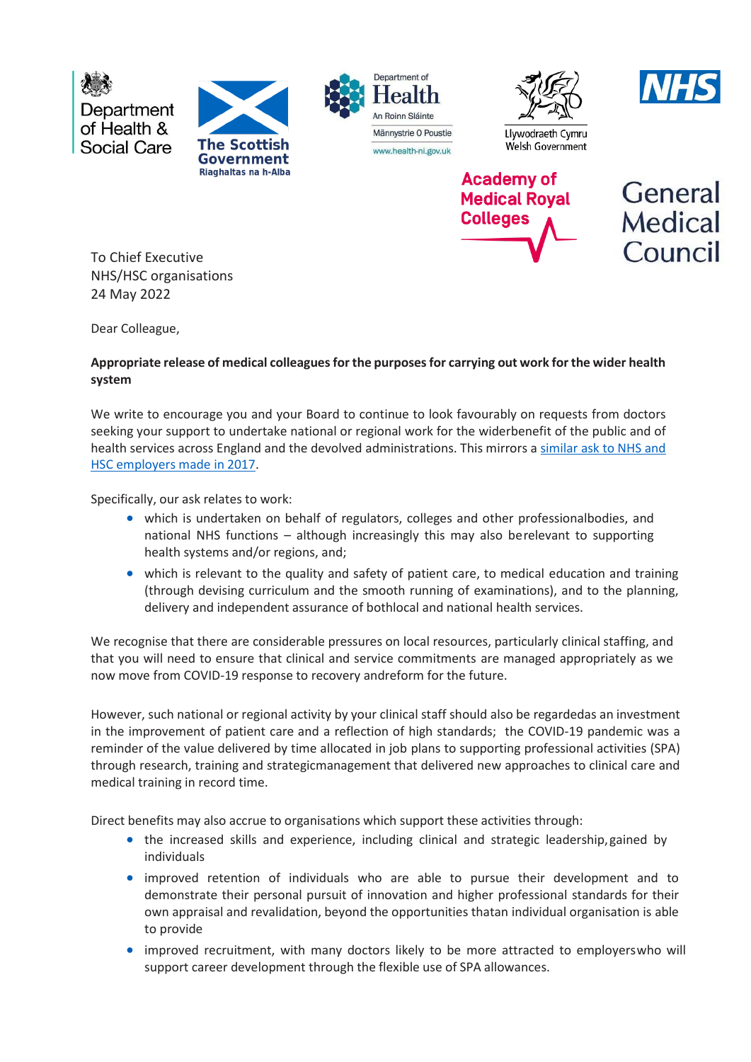Department of Health & Social Care

The Scottish Government
Riaghaltas na h-Alba

Department of Health
An Roinn Sláinte
Männystrie O Poustie
www.health-ni.gov.uk

Llywodraeth Cymru
Welsh Government

NHS

Academy of Medical Royal Colleges

General Medical Council

To Chief Executive
NHS/HSC organisations
24 May 2022

Dear Colleague,

**Appropriate release of medical colleagues for the purposes for carrying out work for the wider health system**

We write to encourage you and your Board to continue to look favourably on requests from doctors seeking your support to undertake national or regional work for the widerbenefit of the public and of health services across England and the devolved administrations. This mirrors a [similar ask to NHS and HSC employers made in 2017](#).

Specifically, our ask relates to work:

- which is undertaken on behalf of regulators, colleges and other professionalbodies, and national NHS functions – although increasingly this may also berelevant to supporting health systems and/or regions, and;
- which is relevant to the quality and safety of patient care, to medical education and training (through devising curriculum and the smooth running of examinations), and to the planning, delivery and independent assurance of bothlocal and national health services.

We recognise that there are considerable pressures on local resources, particularly clinical staffing, and that you will need to ensure that clinical and service commitments are managed appropriately as we now move from COVID-19 response to recovery andreform for the future.

However, such national or regional activity by your clinical staff should also be regardedas an investment in the improvement of patient care and a reflection of high standards; the COVID-19 pandemic was a reminder of the value delivered by time allocated in job plans to supporting professional activities (SPA) through research, training and strategicmanagement that delivered new approaches to clinical care and medical training in record time.

Direct benefits may also accrue to organisations which support these activities through:

- the increased skills and experience, including clinical and strategic leadership, gained by individuals
- improved retention of individuals who are able to pursue their development and to demonstrate their personal pursuit of innovation and higher professional standards for their own appraisal and revalidation, beyond the opportunities thatan individual organisation is able to provide
- improved recruitment, with many doctors likely to be more attracted to employerswho will support career development through the flexible use of SPA allowances.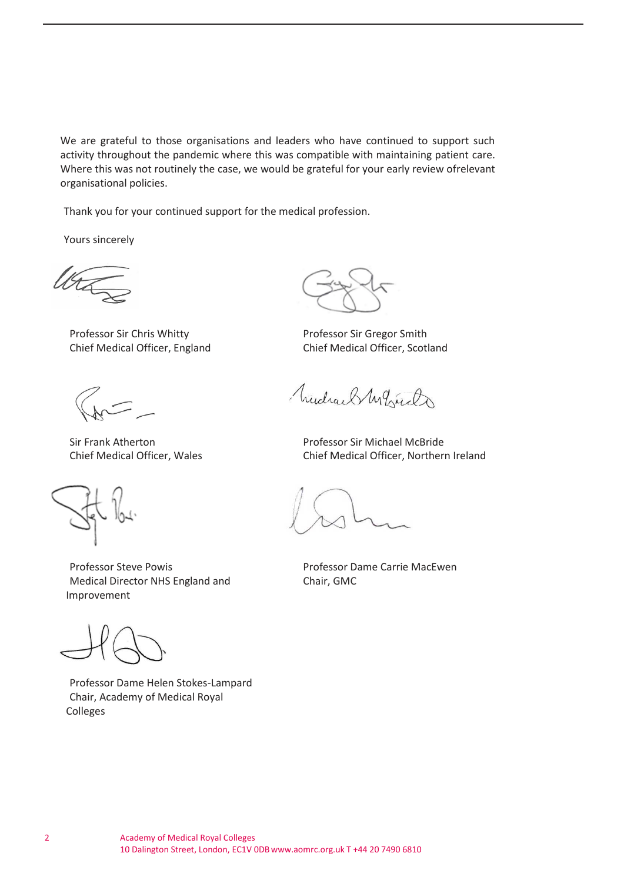We are grateful to those organisations and leaders who have continued to support such activity throughout the pandemic where this was compatible with maintaining patient care. Where this was not routinely the case, we would be grateful for your early review ofrelevant organisational policies.

Thank you for your continued support for the medical profession.

Yours sincerely

Professor Sir Chris Whitty
Chief Medical Officer, England

Professor Sir Gregor Smith
Chief Medical Officer, Scotland

Sir Frank Atherton
Chief Medical Officer, Wales

Professor Sir Michael McBride
Chief Medical Officer, Northern Ireland

Professor Steve Powis
Medical Director NHS England and Improvement

Professor Dame Carrie MacEwen
Chair, GMC

Professor Dame Helen Stokes-Lampard
Chair, Academy of Medical Royal Colleges

Academy of Medical Royal Colleges
10 Dalington Street, London, EC1V 0DB www.aomrc.org.uk T +44 20 7490 6810